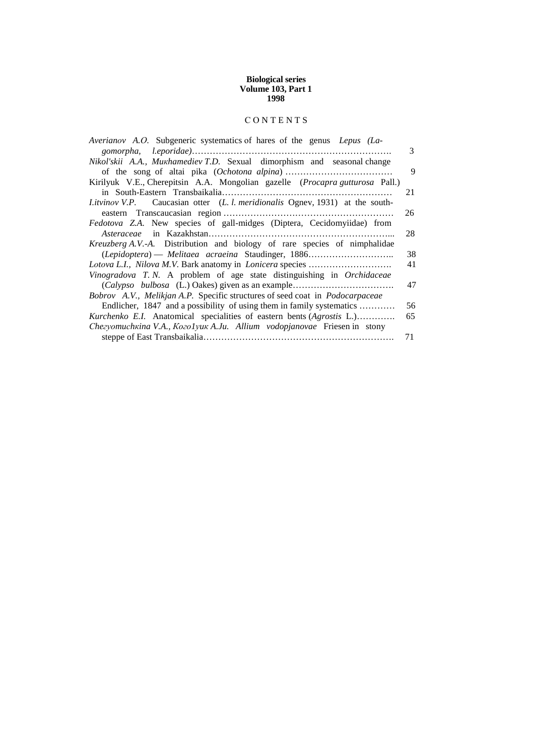**Biological series**
**Volume 103, Part 1**
**1998**

## C O N T E N T S

| | |
|---|---|
| *Averianov A.O.* Subgeneric systematics of hares of the genus *Lepus (Lagomorpha, l.eporidae)*………………………………………………………. | 3 |
| *Nikol'skii A.A., Muкhamediev T.D.* Sexual dimorphism and seasonal change of the song of altai pika (*Ochotona alpina*) ……………………………… | 9 |
| Kirilyuk V.E., Cherepitsin A.A. Mongolian gazelle (*Procapra gutturosa* Pall.) in South-Eastern Transbaikalia………………………………………………… | 21 |
| *I.itvinov V.P.* Caucasian otter (*L. l. meridionalis* Ognev, 1931) at the south-eastern Transcaucasian region ………………………………………………… | 26 |
| *Fedotova Z.A.* New species of gall-midges (Diptera, Cecidomyiidae) from *Asteraceae* in Kazakhstan…………………………………………………... | 28 |
| *Kreuzberg A.V.-A.* Distribution and biology of rare species of nimphalidae (*Lepidoptera*) — *Melitaea acraeina* Staudinger, 1886……………………….. | 38 |
| *Lotova L.I., Nilova M.V.* Bark anatomy in *Lonicera* species ………………………. | 41 |
| *Vinogradova T. N.* A problem of age state distinguishing in *Orchidaceae* (*Calypso bulbosa* (L.) Oakes) given as an example……………………………. | 47 |
| *Bobrov A.V., Melikjan A.P.* Specific structures of seed coat in *Podocarpaceae* Endlicher, 1847 and a possibility of using them in family systematics ………… | 56 |
| *Kurchenko E.I.* Anatomical specialities of eastern bents (*Agrostis* L.)…………. | 65 |
| *Cheгyomuchкina V.A., Koгo1yuк A.Ju. Allium vodopjanovae* Friesen in stony steppe of East Transbaikalia………………………………………………………. | 71 |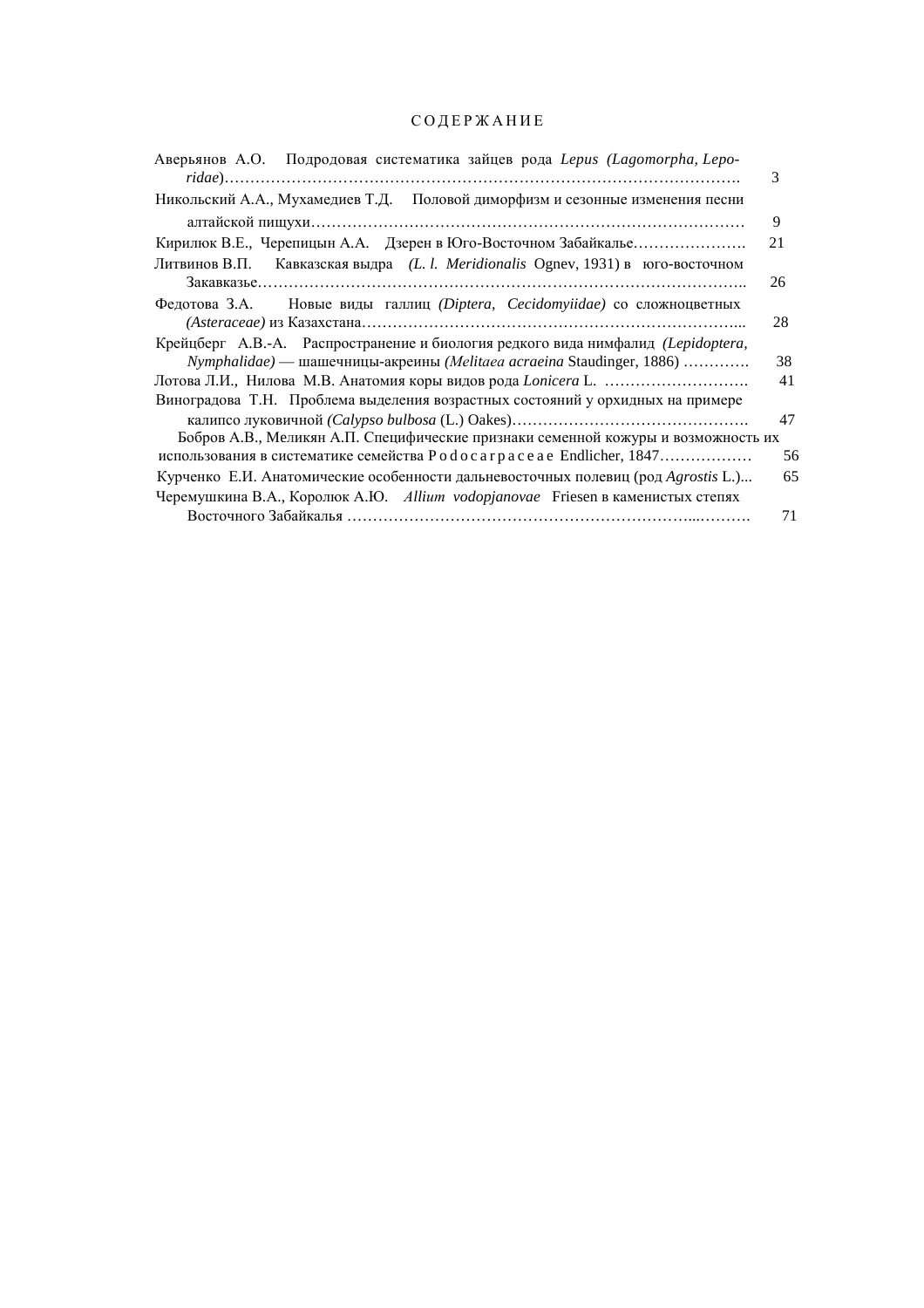# СОДЕРЖАНИЕ

Аверьянов А.О. Подродовая систематика зайцев рода *Lepus (Lagomorpha, Leporidae)*……………………………………………………………………………………. 3

Никольский А.А., Мухамедиев Т.Д. Половой диморфизм и сезонные изменения песни алтайской пищухи……………………………………………………………………… 9

Кирилюк В.Е., Черепицын А.А. Дзерен в Юго-Восточном Забайкалье…………………. 21

Литвинов В.П. Кавказская выдра *(L. l. Meridionalis* Ognev, 1931) в юго-восточном Закавказье………………………………………………………………………………….. 26

Федотова З.А. Новые виды галлиц *(Diptera, Cecidomyiidae)* со сложноцветных *(Asteraceae)* из Казахстана…………………………………………………………………... 28

Крейцберг А.В.-А. Распространение и биология редкого вида нимфалид *(Lepidoptera, Nymphalidae)* — шашечницы-акреины *(Melitaea acraeina* Staudinger, 1886) …………. 38

Лотова Л.И., Нилова М.В. Анатомия коры видов рода *Lonicera* L. ………………………. 41

Виноградова Т.Н. Проблема выделения возрастных состояний у орхидных на примере калипсо луковичной *(Calypso bulbosa* (L.) Oakes)………………………………………. 47

Бобров А.В., Меликян А.П. Специфические признаки семенной кожуры и возможность их использования в систематике семейства Podocarpaceae Endlicher, 1847……………… 56

Курченко Е.И. Анатомические особенности дальневосточных полевиц (род *Agrostis* L.)... 65

Черемушкина В.А., Королюк А.Ю. *Allium vodopjanovae* Friesen в каменистых степях Восточного Забайкалья ……………………………………………………...………. 71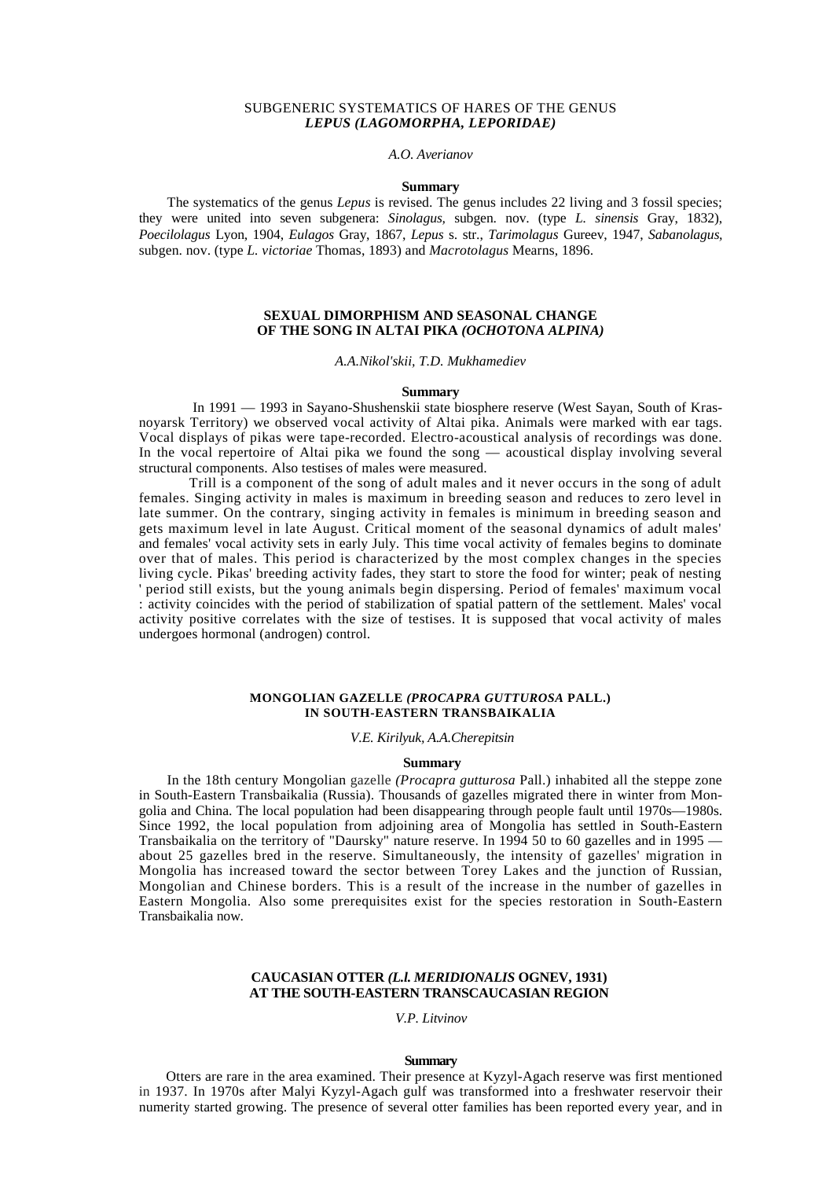## SUBGENERIC SYSTEMATICS OF HARES OF THE GENUS *LEPUS (LAGOMORPHA, LEPORIDAE)*

*A.O. Averianov*

**Summary**

The systematics of the genus *Lepus* is revised. The genus includes 22 living and 3 fossil species; they were united into seven subgenera: *Sinolagus*, subgen. nov. (type *L. sinensis* Gray, 1832), *Poecilolagus* Lyon, 1904, *Eulagos* Gray, 1867, *Lepus* s. str., *Tarimolagus* Gureev, 1947, *Sabanolagus*, subgen. nov. (type *L. victoriae* Thomas, 1893) and *Macrotolagus* Mearns, 1896.

## SEXUAL DIMORPHISM AND SEASONAL CHANGE OF THE SONG IN ALTAI PIKA *(OCHOTONA ALPINA)*

*A.A.Nikol'skii, T.D. Mukhamediev*

**Summary**

In 1991 — 1993 in Sayano-Shushenskii state biosphere reserve (West Sayan, South of Krasnoyarsk Territory) we observed vocal activity of Altai pika. Animals were marked with ear tags. Vocal displays of pikas were tape-recorded. Electro-acoustical analysis of recordings was done. In the vocal repertoire of Altai pika we found the song — acoustical display involving several structural components. Also testises of males were measured.

Trill is a component of the song of adult males and it never occurs in the song of adult females. Singing activity in males is maximum in breeding season and reduces to zero level in late summer. On the contrary, singing activity in females is minimum in breeding season and gets maximum level in late August. Critical moment of the seasonal dynamics of adult males' and females' vocal activity sets in early July. This time vocal activity of females begins to dominate over that of males. This period is characterized by the most complex changes in the species living cycle. Pikas' breeding activity fades, they start to store the food for winter; peak of nesting period still exists, but the young animals begin dispersing. Period of females' maximum vocal activity coincides with the period of stabilization of spatial pattern of the settlement. Males' vocal activity positive correlates with the size of testises. It is supposed that vocal activity of males undergoes hormonal (androgen) control.

## MONGOLIAN GAZELLE *(PROCAPRA GUTTUROSA* PALL.) IN SOUTH-EASTERN TRANSBAIKALIA

*V.E. Kirilyuk, A.A.Cherepitsin*

**Summary**

In the 18th century Mongolian gazelle *(Procapra gutturosa* Pall.) inhabited all the steppe zone in South-Eastern Transbaikalia (Russia). Thousands of gazelles migrated there in winter from Mongolia and China. The local population had been disappearing through people fault until 1970s—1980s. Since 1992, the local population from adjoining area of Mongolia has settled in South-Eastern Transbaikalia on the territory of "Daursky" nature reserve. In 1994 50 to 60 gazelles and in 1995 — about 25 gazelles bred in the reserve. Simultaneously, the intensity of gazelles' migration in Mongolia has increased toward the sector between Torey Lakes and the junction of Russian, Mongolian and Chinese borders. This is a result of the increase in the number of gazelles in Eastern Mongolia. Also some prerequisites exist for the species restoration in South-Eastern Transbaikalia now.

## CAUCASIAN OTTER *(L.l. MERIDIONALIS* OGNEV, 1931) AT THE SOUTH-EASTERN TRANSCAUCASIAN REGION

*V.P. Litvinov*

**Summary**

Otters are rare in the area examined. Their presence at Kyzyl-Agach reserve was first mentioned in 1937. In 1970s after Malyi Kyzyl-Agach gulf was transformed into a freshwater reservoir their numerity started growing. The presence of several otter families has been reported every year, and in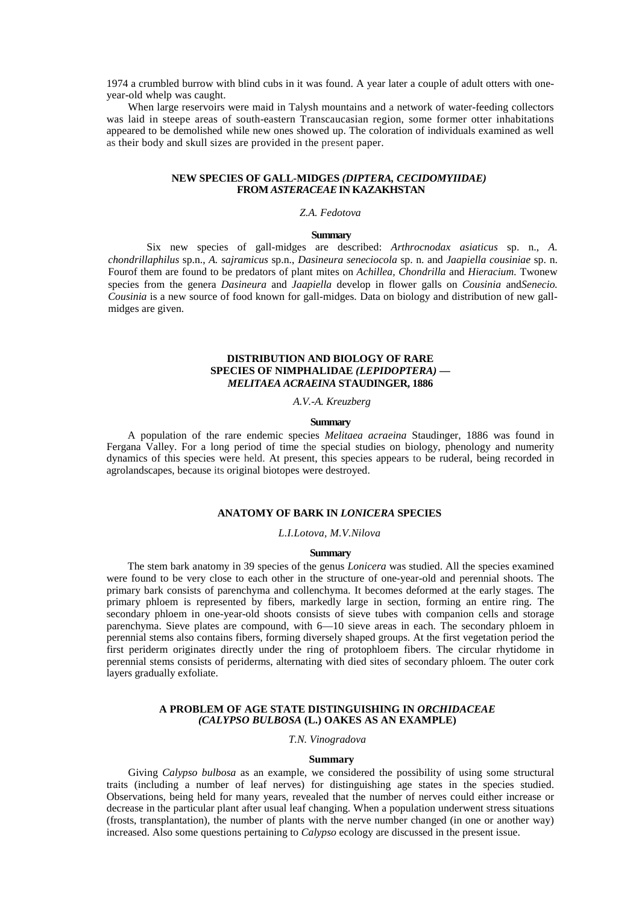1974 a crumbled burrow with blind cubs in it was found. A year later a couple of adult otters with one-year-old whelp was caught.

When large reservoirs were maid in Talysh mountains and a network of water-feeding collectors was laid in steepe areas of south-eastern Transcaucasian region, some former otter inhabitations appeared to be demolished while new ones showed up. The coloration of individuals examined as well as their body and skull sizes are provided in the present paper.

## NEW SPECIES OF GALL-MIDGES *(DIPTERA, CECIDOMYIIDAE)* FROM *ASTERACEAE* IN KAZAKHSTAN

*Z.A. Fedotova*

**Summary**

Six new species of gall-midges are described: *Arthrocnodax asiaticus* sp. n., *A. chondrillaphilus* sp.n., *A. sajramicus* sp.n., *Dasineura seneciocola* sp. n. and *Jaapiella cousiniae* sp. n. Fourof them are found to be predators of plant mites on *Achillea, Chondrilla* and *Hieracium.* Twonew species from the genera *Dasineura* and *Jaapiella* develop in flower galls on *Cousinia* and*Senecio. Cousinia* is a new source of food known for gall-midges. Data on biology and distribution of new gall-midges are given.

## DISTRIBUTION AND BIOLOGY OF RARE SPECIES OF NIMPHALIDAE *(LEPIDOPTERA)* — *MELITAEA ACRAEINA* STAUDINGER, 1886

*A.V.-A. Kreuzberg*

**Summary**

A population of the rare endemic species *Melitaea acraeina* Staudinger, 1886 was found in Fergana Valley. For a long period of time the special studies on biology, phenology and numerity dynamics of this species were held. At present, this species appears to be ruderal, being recorded in agrolandscapes, because its original biotopes were destroyed.

## ANATOMY OF BARK IN *LONICERA* SPECIES

*L.I.Lotova, M.V.Nilova*

**Summary**

The stem bark anatomy in 39 species of the genus *Lonicera* was studied. All the species examined were found to be very close to each other in the structure of one-year-old and perennial shoots. The primary bark consists of parenchyma and collenchyma. It becomes deformed at the early stages. The primary phloem is represented by fibers, markedly large in section, forming an entire ring. The secondary phloem in one-year-old shoots consists of sieve tubes with companion cells and storage parenchyma. Sieve plates are compound, with 6—10 sieve areas in each. The secondary phloem in perennial stems also contains fibers, forming diversely shaped groups. At the first vegetation period the first periderm originates directly under the ring of protophloem fibers. The circular rhytidome in perennial stems consists of periderms, alternating with died sites of secondary phloem. The outer cork layers gradually exfoliate.

## A PROBLEM OF AGE STATE DISTINGUISHING IN *ORCHIDACEAE* *(CALYPSO BULBOSA* (L.) OAKES AS AN EXAMPLE)

*T.N. Vinogradova*

**Summary**

Giving *Calypso bulbosa* as an example, we considered the possibility of using some structural traits (including a number of leaf nerves) for distinguishing age states in the species studied. Observations, being held for many years, revealed that the number of nerves could either increase or decrease in the particular plant after usual leaf changing. When a population underwent stress situations (frosts, transplantation), the number of plants with the nerve number changed (in one or another way) increased. Also some questions pertaining to *Calypso* ecology are discussed in the present issue.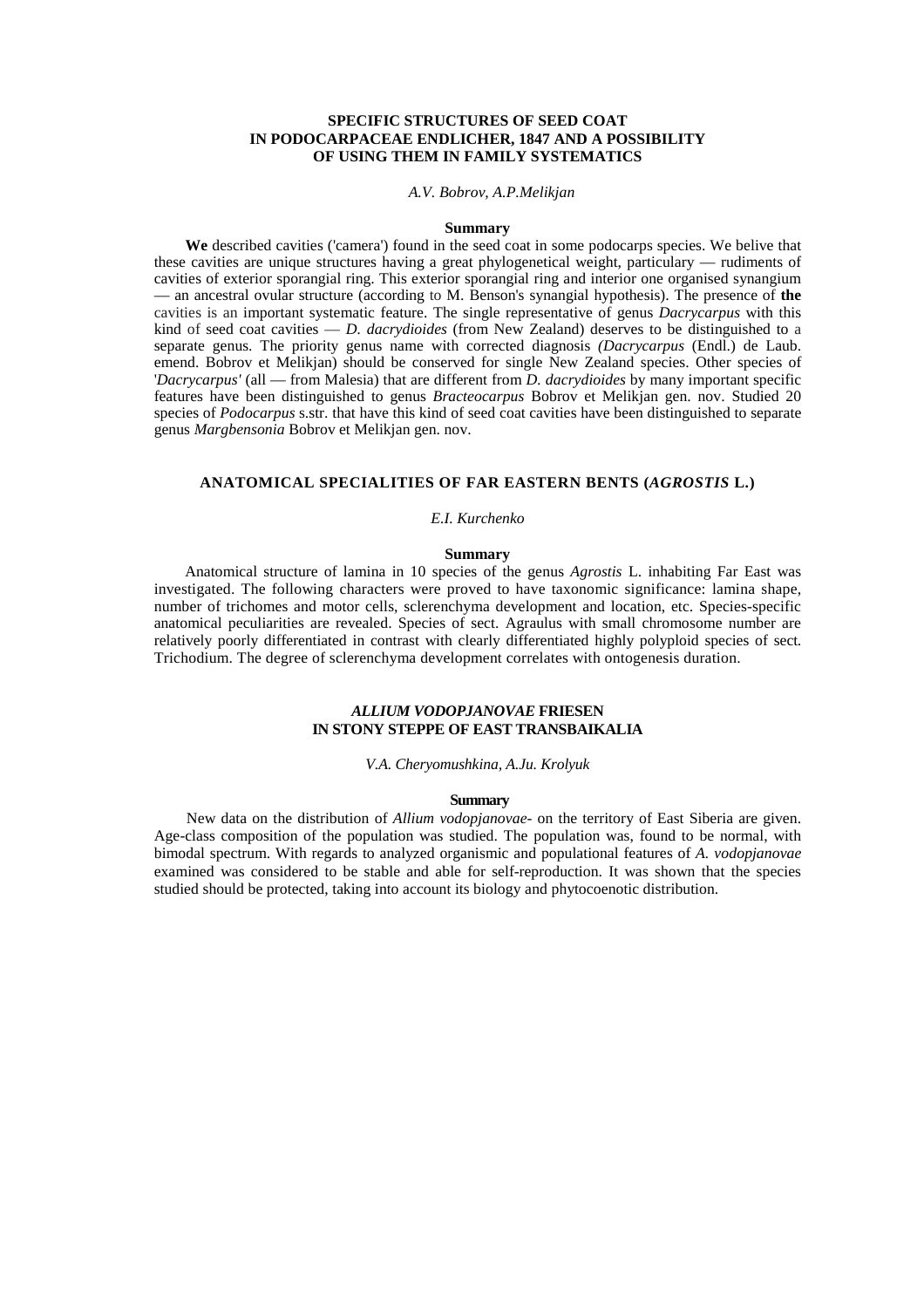## SPECIFIC STRUCTURES OF SEED COAT IN PODOCARPACEAE ENDLICHER, 1847 AND A POSSIBILITY OF USING THEM IN FAMILY SYSTEMATICS

*A.V. Bobrov, A.P.Melikjan*

**Summary**

**We** described cavities ('camera') found in the seed coat in some podocarps species. We belive that these cavities are unique structures having a great phylogenetical weight, particulary — rudiments of cavities of exterior sporangial ring. This exterior sporangial ring and interior one organised synangium — an ancestral ovular structure (according to M. Benson's synangial hypothesis). The presence of **the** cavities is an important systematic feature. The single representative of genus *Dacrycarpus* with this kind of seed coat cavities — *D. dacrydioides* (from New Zealand) deserves to be distinguished to a separate genus. The priority genus name with corrected diagnosis *(Dacrycarpus* (Endl.) de Laub. emend. Bobrov et Melikjan) should be conserved for single New Zealand species. Other species of '*Dacrycarpus'* (all — from Malesia) that are different from *D. dacrydioides* by many important specific features have been distinguished to genus *Bracteocarpus* Bobrov et Melikjan gen. nov. Studied 20 species of *Podocarpus* s.str. that have this kind of seed coat cavities have been distinguished to separate genus *Margbensonia* Bobrov et Melikjan gen. nov.

## ANATOMICAL SPECIALITIES OF FAR EASTERN BENTS (*AGROSTIS* L.)

*E.I. Kurchenko*

**Summary**

Anatomical structure of lamina in 10 species of the genus *Agrostis* L. inhabiting Far East was investigated. The following characters were proved to have taxonomic significance: lamina shape, number of trichomes and motor cells, sclerenchyma development and location, etc. Species-specific anatomical peculiarities are revealed. Species of sect. Agraulus with small chromosome number are relatively poorly differentiated in contrast with clearly differentiated highly polyploid species of sect. Trichodium. The degree of sclerenchyma development correlates with ontogenesis duration.

## *ALLIUM VODOPJANOVAE* FRIESEN IN STONY STEPPE OF EAST TRANSBAIKALIA

*V.A. Cheryomushkina, A.Ju. Krolyuk*

**Summary**

New data on the distribution of *Allium vodopjanovae*- on the territory of East Siberia are given. Age-class composition of the population was studied. The population was, found to be normal, with bimodal spectrum. With regards to analyzed organismic and populational features of *A. vodopjanovae* examined was considered to be stable and able for self-reproduction. It was shown that the species studied should be protected, taking into account its biology and phytocoenotic distribution.